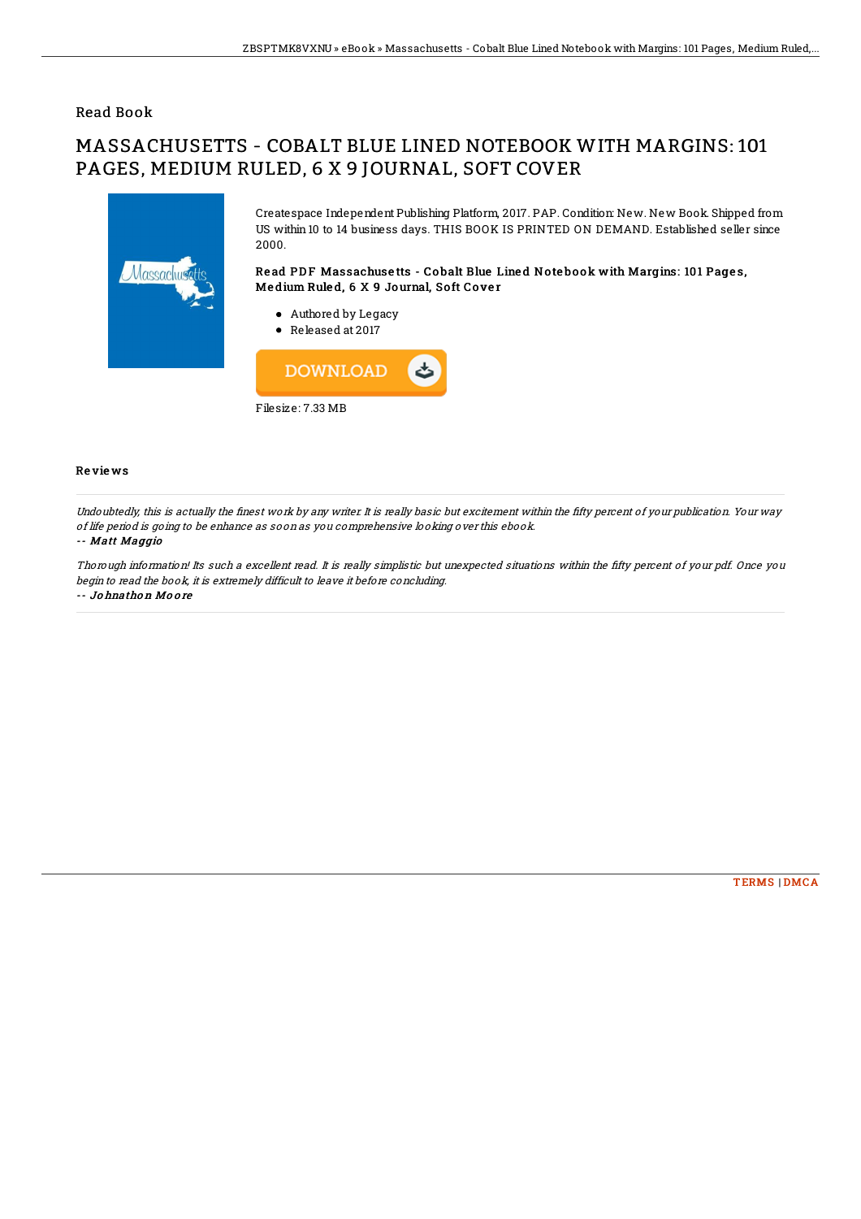Read Book

# MASSACHUSETTS - COBALT BLUE LINED NOTEBOOK WITH MARGINS: 101 PAGES, MEDIUM RULED, 6 X 9 JOURNAL, SOFT COVER

Createspace Independent Publishing Platform, 2017. PAP. Condition: New. New Book. Shipped from US within 10 to 14 business days. THIS BOOK IS PRINTED ON DEMAND. Established seller since 2000.

### Read PDF Massachusetts - Cobalt Blue Lined Notebook with Margins: 101 Pages, Medium Ruled, 6 X 9 Journal, Soft Cover

- Authored by Legacy
- Released at 2017

DOWNLOAD

Filesize: 7.33 MB

## Reviews

*Undoubtedly, this is actually the finest work by any writer. It is really basic but excitement within the fifty percent of your publication. Your way of life period is going to be enhance as soon as you comprehensive looking over this ebook.*

-- ***Matt Maggio***

*Thorough information! Its such a excellent read. It is really simplistic but unexpected situations within the fifty percent of your pdf. Once you begin to read the book, it is extremely difficult to leave it before concluding.*

-- ***Johnathon Moore***

TERMS | DMCA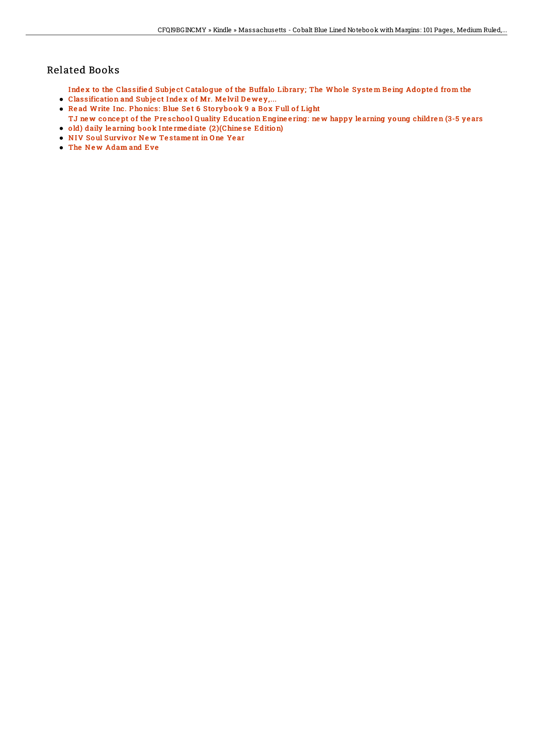## Related Books

- Index to the Classified Subject Catalogue of the Buffalo Library; The Whole System Being Adopted from the Classification and Subject Index of Mr. Melvil Dewey,...
- Read Write Inc. Phonics: Blue Set 6 Storybook 9 a Box Full of Light
- TJ new concept of the Preschool Quality Education Engineering: new happy learning young children (3-5 years old) daily learning book Intermediate (2)(Chinese Edition)
- NIV Soul Survivor New Testament in One Year
- The New Adam and Eve